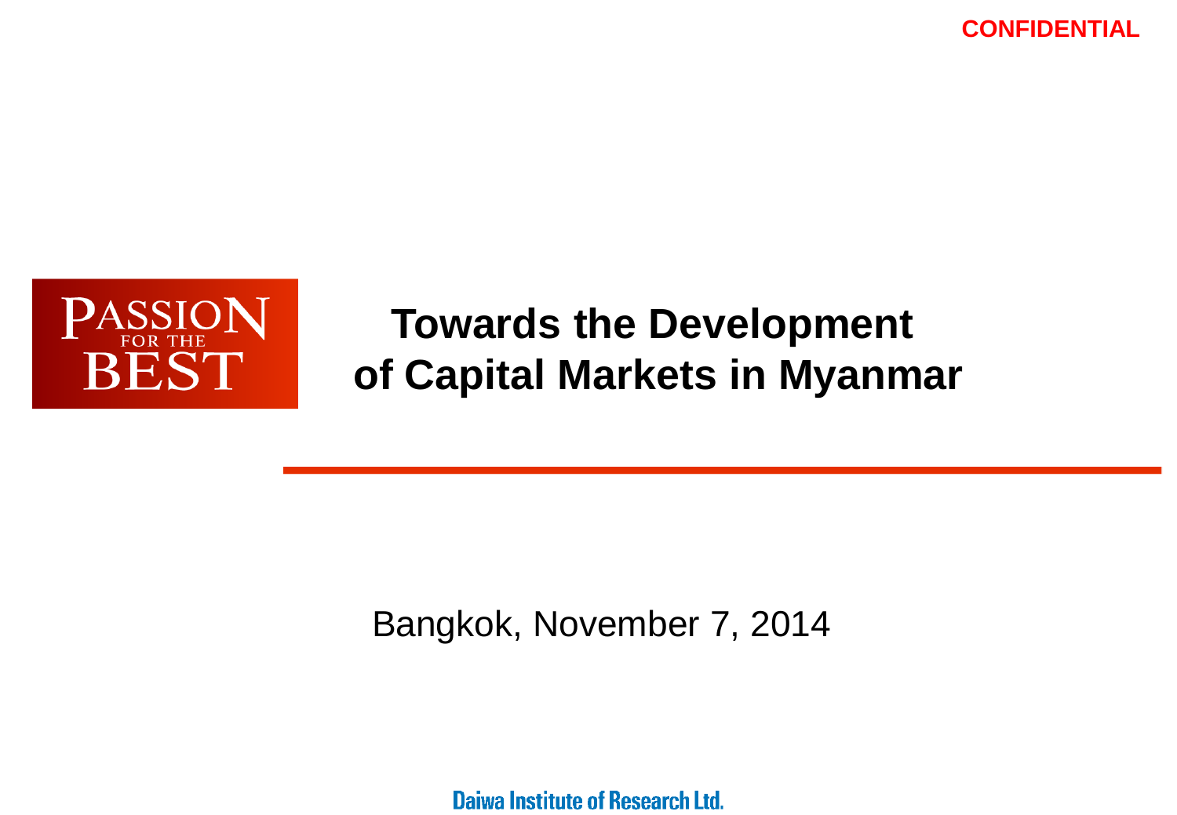CONFIDENTIAL

PASSION FOR THE BEST

# Towards the Development of Capital Markets in Myanmar

Bangkok, November 7, 2014

Daiwa Institute of Research Ltd.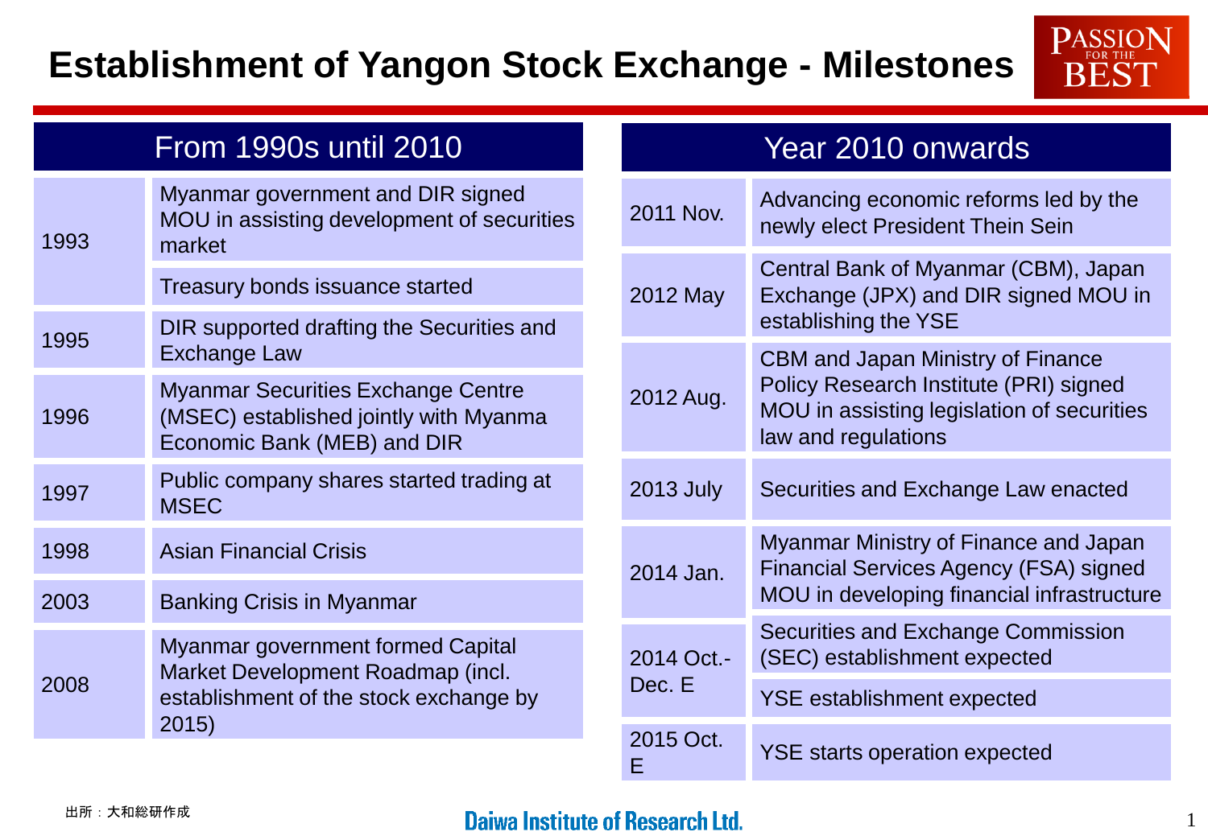# Establishment of Yangon Stock Exchange - Milestones

## From 1990s until 2010

| Year | Event |
|---|---|
| 1993 | Myanmar government and DIR signed MOU in assisting development of securities market |
| | Treasury bonds issuance started |
| 1995 | DIR supported drafting the Securities and Exchange Law |
| 1996 | Myanmar Securities Exchange Centre (MSEC) established jointly with Myanma Economic Bank (MEB) and DIR |
| 1997 | Public company shares started trading at MSEC |
| 1998 | Asian Financial Crisis |
| 2003 | Banking Crisis in Myanmar |
| 2008 | Myanmar government formed Capital Market Development Roadmap (incl. establishment of the stock exchange by 2015) |

## Year 2010 onwards

| Year | Event |
|---|---|
| 2011 Nov. | Advancing economic reforms led by the newly elect President Thein Sein |
| 2012 May | Central Bank of Myanmar (CBM), Japan Exchange (JPX) and DIR signed MOU in establishing the YSE |
| 2012 Aug. | CBM and Japan Ministry of Finance Policy Research Institute (PRI) signed MOU in assisting legislation of securities law and regulations |
| 2013 July | Securities and Exchange Law enacted |
| 2014 Jan. | Myanmar Ministry of Finance and Japan Financial Services Agency (FSA) signed MOU in developing financial infrastructure |
| 2014 Oct.-Dec. E | Securities and Exchange Commission (SEC) establishment expected |
| | YSE establishment expected |
| 2015 Oct. E | YSE starts operation expected |

出所：大和総研作成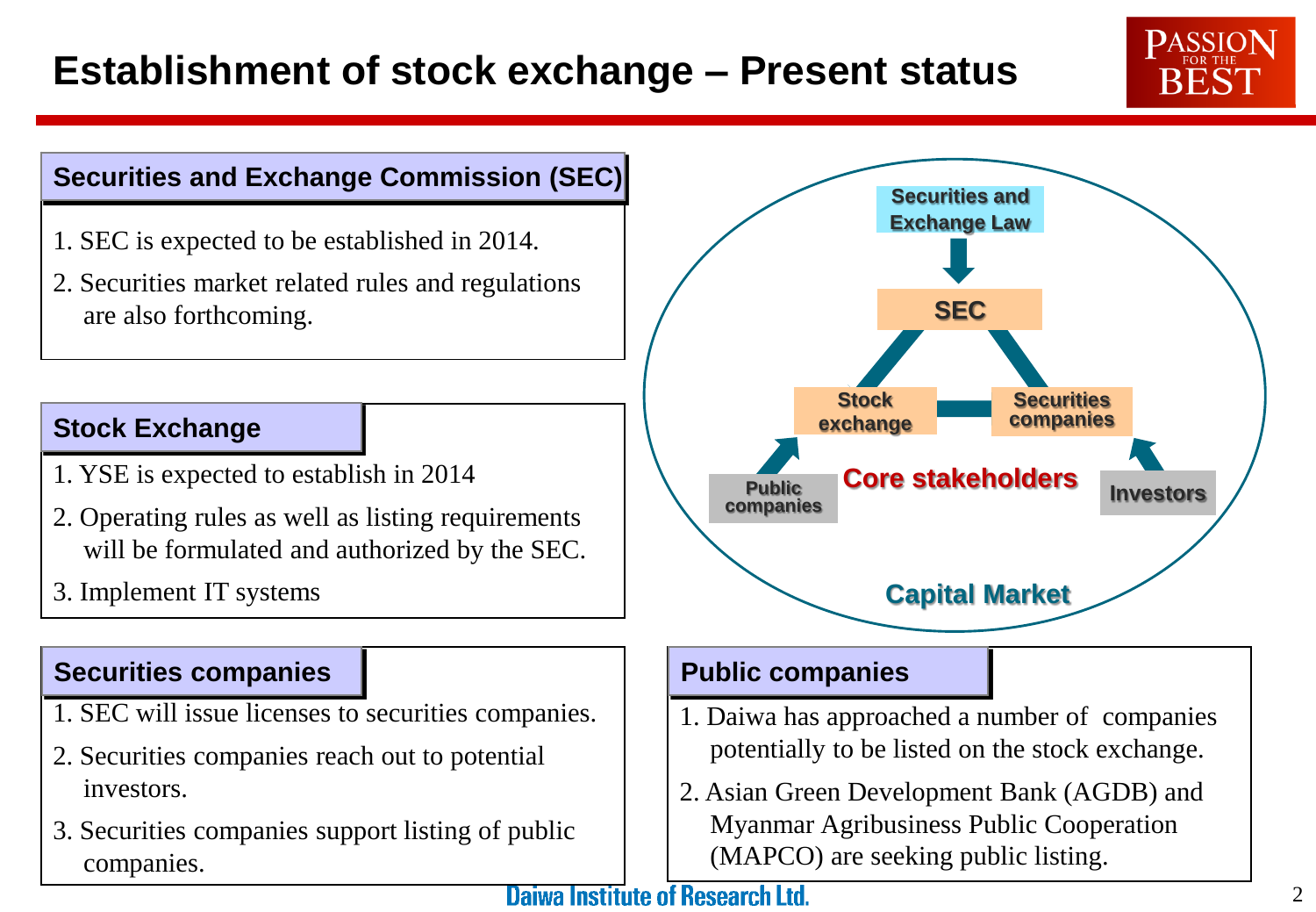# Establishment of stock exchange – Present status

## Securities and Exchange Commission (SEC)

1. SEC is expected to be established in 2014.
2. Securities market related rules and regulations are also forthcoming.

## Stock Exchange

1. YSE is expected to establish in 2014
2. Operating rules as well as listing requirements will be formulated and authorized by the SEC.
3. Implement IT systems

## Securities companies

1. SEC will issue licenses to securities companies.
2. Securities companies reach out to potential investors.
3. Securities companies support listing of public companies.

Securities and Exchange Law

SEC

Stock exchange

Securities companies

Public companies

Core stakeholders

Investors

Capital Market

## Public companies

1. Daiwa has approached a number of companies potentially to be listed on the stock exchange.
2. Asian Green Development Bank (AGDB) and Myanmar Agribusiness Public Cooperation (MAPCO) are seeking public listing.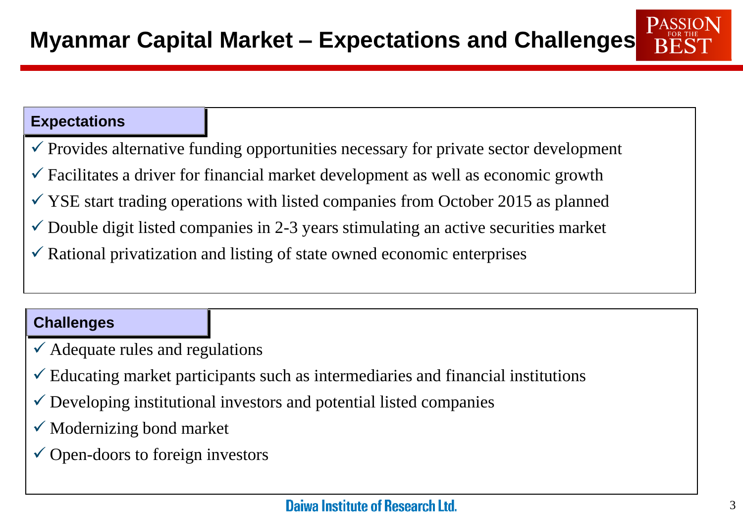# Myanmar Capital Market – Expectations and Challenges

## Expectations

- ✓ Provides alternative funding opportunities necessary for private sector development
- ✓ Facilitates a driver for financial market development as well as economic growth
- ✓ YSE start trading operations with listed companies from October 2015 as planned
- ✓ Double digit listed companies in 2-3 years stimulating an active securities market
- ✓ Rational privatization and listing of state owned economic enterprises

## Challenges

- ✓ Adequate rules and regulations
- ✓ Educating market participants such as intermediaries and financial institutions
- ✓ Developing institutional investors and potential listed companies
- ✓ Modernizing bond market
- ✓ Open-doors to foreign investors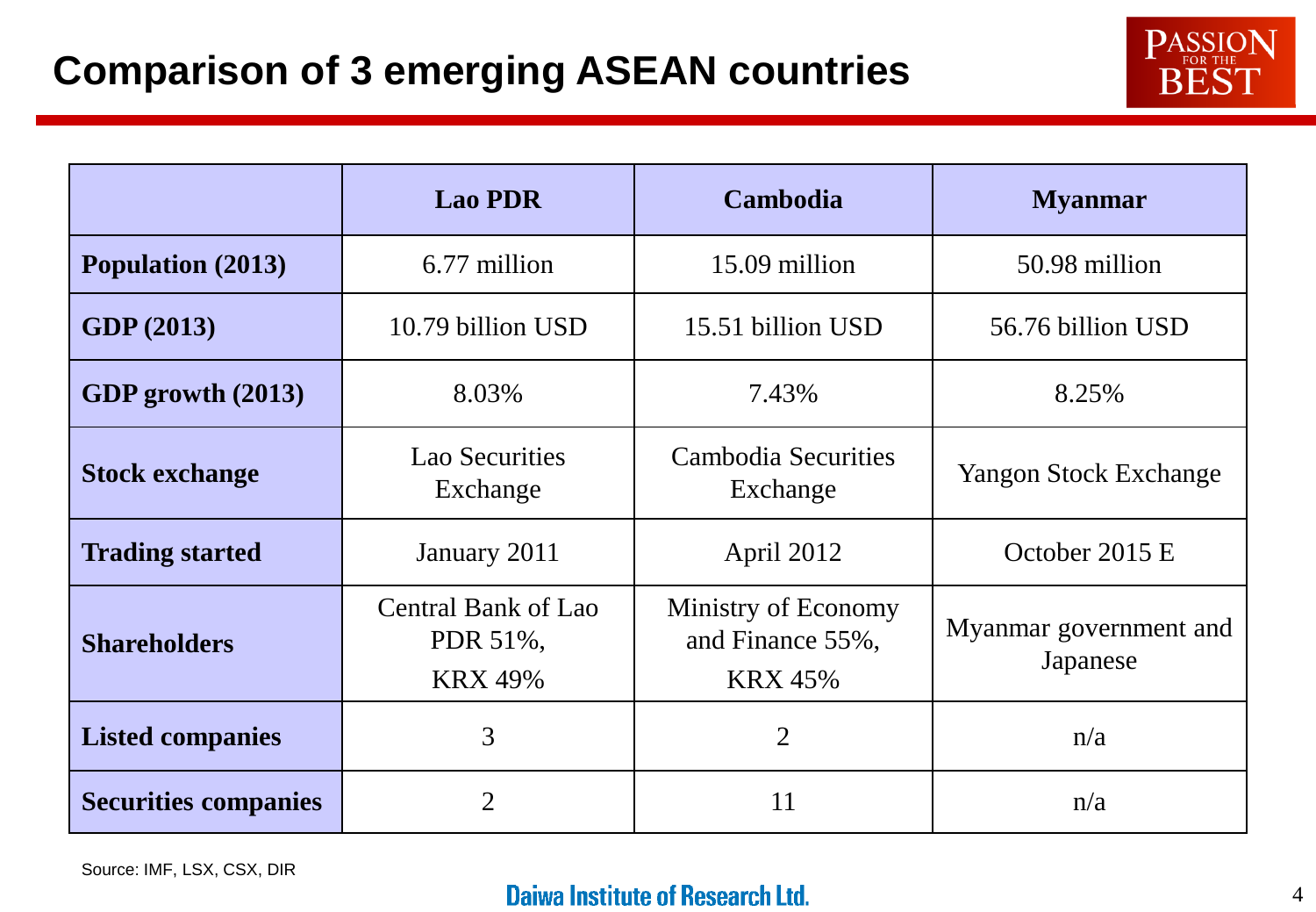# Comparison of 3 emerging ASEAN countries

| | Lao PDR | Cambodia | Myanmar |
|---|---|---|---|
| **Population (2013)** | 6.77 million | 15.09 million | 50.98 million |
| **GDP (2013)** | 10.79 billion USD | 15.51 billion USD | 56.76 billion USD |
| **GDP growth (2013)** | 8.03% | 7.43% | 8.25% |
| **Stock exchange** | Lao Securities Exchange | Cambodia Securities Exchange | Yangon Stock Exchange |
| **Trading started** | January 2011 | April 2012 | October 2015 E |
| **Shareholders** | Central Bank of Lao PDR 51%, KRX 49% | Ministry of Economy and Finance 55%, KRX 45% | Myanmar government and Japanese |
| **Listed companies** | 3 | 2 | n/a |
| **Securities companies** | 2 | 11 | n/a |

Source: IMF, LSX, CSX, DIR